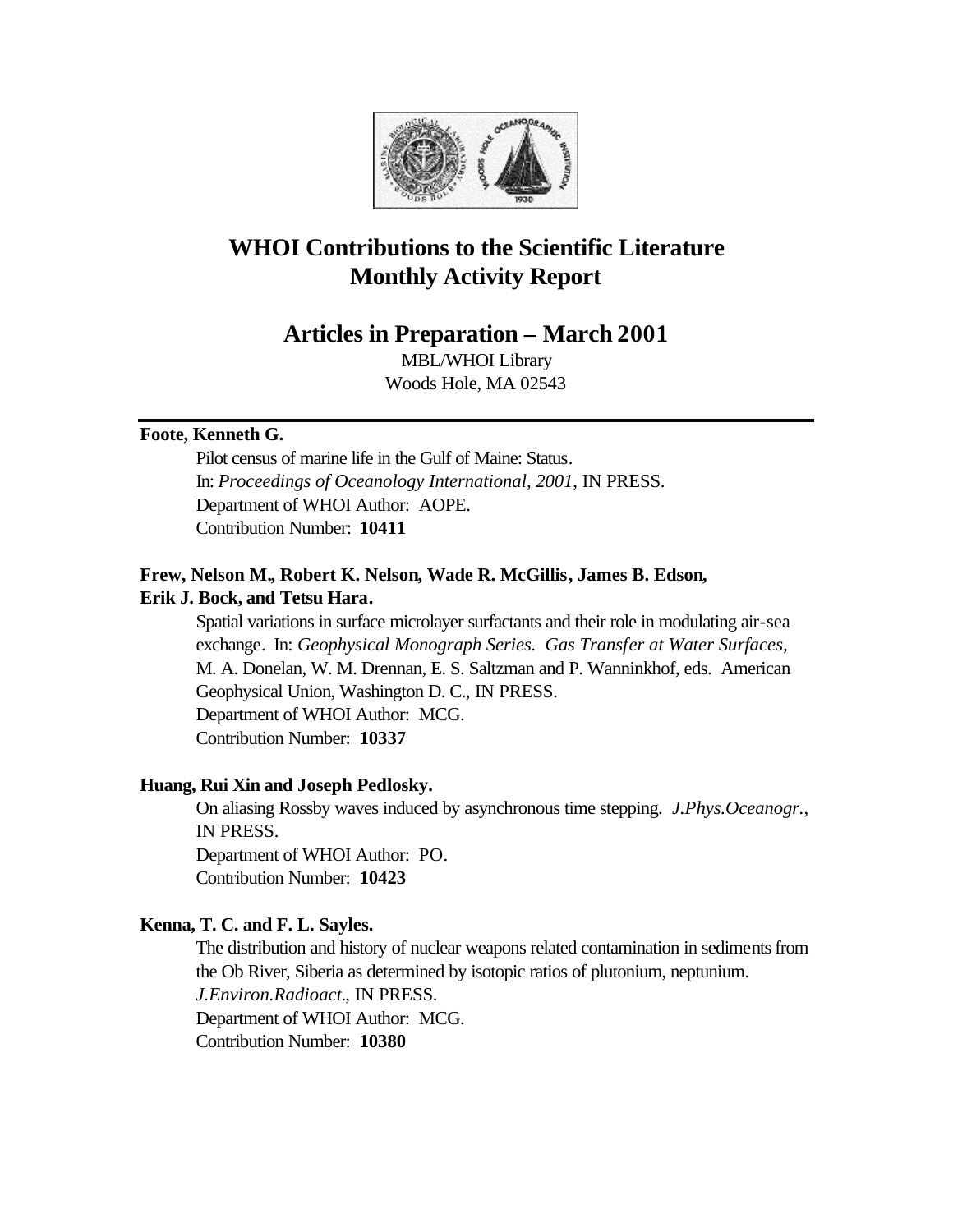# WHOI Contributions to the Scientific Literature Monthly Activity Report

## Articles in Preparation – March 2001

MBL/WHOI Library
Woods Hole, MA 02543

---

**Foote, Kenneth G.**

Pilot census of marine life in the Gulf of Maine: Status. In: *Proceedings of Oceanology International, 2001*, IN PRESS.
Department of WHOI Author: AOPE.
Contribution Number: **10411**

**Frew, Nelson M., Robert K. Nelson, Wade R. McGillis, James B. Edson, Erik J. Bock, and Tetsu Hara.**

Spatial variations in surface microlayer surfactants and their role in modulating air-sea exchange. In: *Geophysical Monograph Series. Gas Transfer at Water Surfaces,* M. A. Donelan, W. M. Drennan, E. S. Saltzman and P. Wanninkhof, eds. American Geophysical Union, Washington D. C., IN PRESS.
Department of WHOI Author: MCG.
Contribution Number: **10337**

**Huang, Rui Xin and Joseph Pedlosky.**

On aliasing Rossby waves induced by asynchronous time stepping. *J.Phys.Oceanogr.*, IN PRESS.
Department of WHOI Author: PO.
Contribution Number: **10423**

**Kenna, T. C. and F. L. Sayles.**

The distribution and history of nuclear weapons related contamination in sediments from the Ob River, Siberia as determined by isotopic ratios of plutonium, neptunium. *J.Environ.Radioact.*, IN PRESS.
Department of WHOI Author: MCG.
Contribution Number: **10380**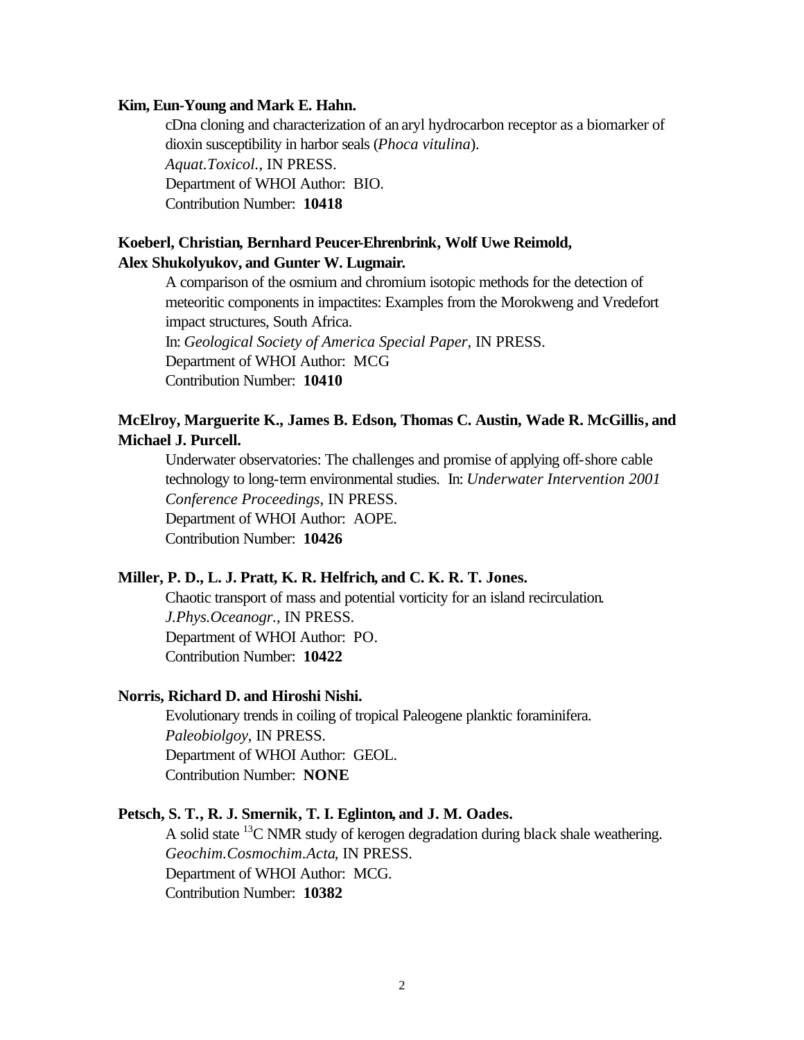**Kim, Eun-Young and Mark E. Hahn.**

cDna cloning and characterization of an aryl hydrocarbon receptor as a biomarker of dioxin susceptibility in harbor seals (*Phoca vitulina*).
*Aquat.Toxicol.*, IN PRESS.
Department of WHOI Author: BIO.
Contribution Number: **10418**

**Koeberl, Christian, Bernhard Peucer-Ehrenbrink, Wolf Uwe Reimold, Alex Shukolyukov, and Gunter W. Lugmair.**

A comparison of the osmium and chromium isotopic methods for the detection of meteoritic components in impactites: Examples from the Morokweng and Vredefort impact structures, South Africa.
In: *Geological Society of America Special Paper*, IN PRESS.
Department of WHOI Author: MCG
Contribution Number: **10410**

**McElroy, Marguerite K., James B. Edson, Thomas C. Austin, Wade R. McGillis, and Michael J. Purcell.**

Underwater observatories: The challenges and promise of applying off-shore cable technology to long-term environmental studies. In: *Underwater Intervention 2001 Conference Proceedings*, IN PRESS.
Department of WHOI Author: AOPE.
Contribution Number: **10426**

**Miller, P. D., L. J. Pratt, K. R. Helfrich, and C. K. R. T. Jones.**

Chaotic transport of mass and potential vorticity for an island recirculation.
*J.Phys.Oceanogr.*, IN PRESS.
Department of WHOI Author: PO.
Contribution Number: **10422**

**Norris, Richard D. and Hiroshi Nishi.**

Evolutionary trends in coiling of tropical Paleogene planktic foraminifera.
*Paleobiolgoy*, IN PRESS.
Department of WHOI Author: GEOL.
Contribution Number: **NONE**

**Petsch, S. T., R. J. Smernik, T. I. Eglinton, and J. M. Oades.**

A solid state $^{13}C$ NMR study of kerogen degradation during black shale weathering.
*Geochim.Cosmochim.Acta*, IN PRESS.
Department of WHOI Author: MCG.
Contribution Number: **10382**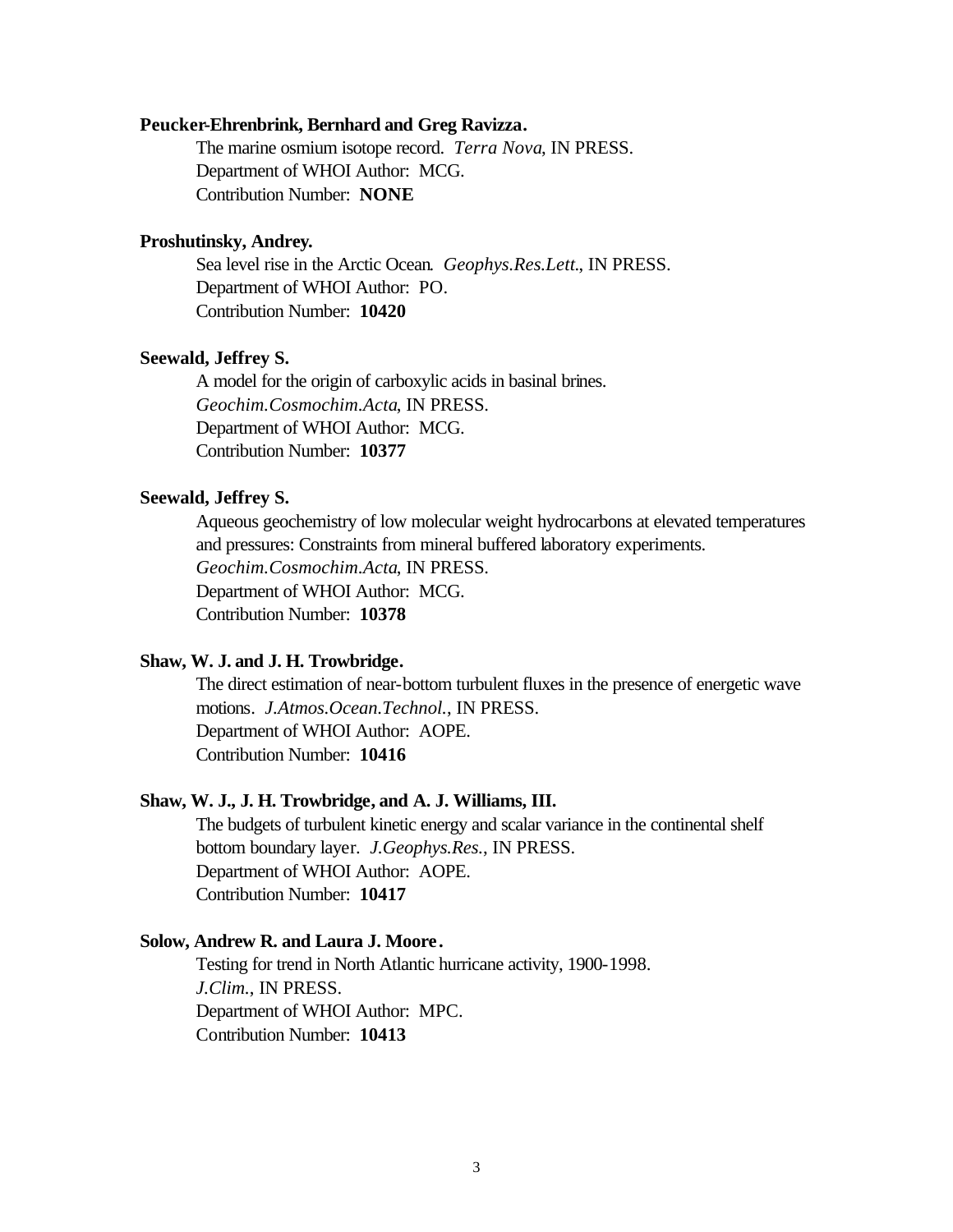**Peucker-Ehrenbrink, Bernhard and Greg Ravizza.**

The marine osmium isotope record. *Terra Nova*, IN PRESS.
Department of WHOI Author: MCG.
Contribution Number: **NONE**

**Proshutinsky, Andrey.**

Sea level rise in the Arctic Ocean. *Geophys.Res.Lett.*, IN PRESS.
Department of WHOI Author: PO.
Contribution Number: **10420**

**Seewald, Jeffrey S.**

A model for the origin of carboxylic acids in basinal brines.
*Geochim.Cosmochim.Acta*, IN PRESS.
Department of WHOI Author: MCG.
Contribution Number: **10377**

**Seewald, Jeffrey S.**

Aqueous geochemistry of low molecular weight hydrocarbons at elevated temperatures and pressures: Constraints from mineral buffered laboratory experiments.
*Geochim.Cosmochim.Acta*, IN PRESS.
Department of WHOI Author: MCG.
Contribution Number: **10378**

**Shaw, W. J. and J. H. Trowbridge.**

The direct estimation of near-bottom turbulent fluxes in the presence of energetic wave motions. *J.Atmos.Ocean.Technol.*, IN PRESS.
Department of WHOI Author: AOPE.
Contribution Number: **10416**

**Shaw, W. J., J. H. Trowbridge, and A. J. Williams, III.**

The budgets of turbulent kinetic energy and scalar variance in the continental shelf bottom boundary layer. *J.Geophys.Res.*, IN PRESS.
Department of WHOI Author: AOPE.
Contribution Number: **10417**

**Solow, Andrew R. and Laura J. Moore.**

Testing for trend in North Atlantic hurricane activity, 1900-1998.
*J.Clim.*, IN PRESS.
Department of WHOI Author: MPC.
Contribution Number: **10413**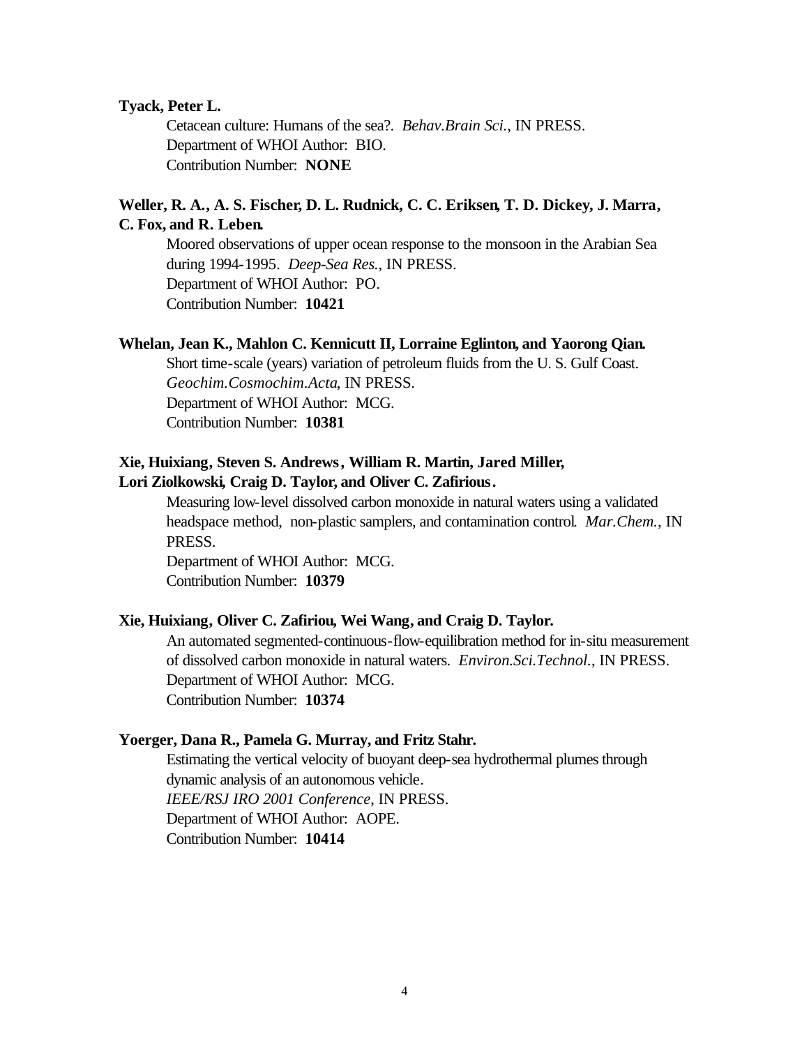**Tyack, Peter L.**

Cetacean culture: Humans of the sea?. *Behav.Brain Sci.*, IN PRESS.
Department of WHOI Author: BIO.
Contribution Number: **NONE**

**Weller, R. A., A. S. Fischer, D. L. Rudnick, C. C. Eriksen, T. D. Dickey, J. Marra, C. Fox, and R. Leben.**

Moored observations of upper ocean response to the monsoon in the Arabian Sea during 1994-1995. *Deep-Sea Res.*, IN PRESS.
Department of WHOI Author: PO.
Contribution Number: **10421**

**Whelan, Jean K., Mahlon C. Kennicutt II, Lorraine Eglinton, and Yaorong Qian.**

Short time-scale (years) variation of petroleum fluids from the U. S. Gulf Coast. *Geochim.Cosmochim.Acta*, IN PRESS.
Department of WHOI Author: MCG.
Contribution Number: **10381**

**Xie, Huixiang, Steven S. Andrews, William R. Martin, Jared Miller, Lori Ziolkowski, Craig D. Taylor, and Oliver C. Zafirious.**

Measuring low-level dissolved carbon monoxide in natural waters using a validated headspace method, non-plastic samplers, and contamination control. *Mar.Chem.*, IN PRESS.
Department of WHOI Author: MCG.
Contribution Number: **10379**

**Xie, Huixiang, Oliver C. Zafiriou, Wei Wang, and Craig D. Taylor.**

An automated segmented-continuous-flow-equilibration method for in-situ measurement of dissolved carbon monoxide in natural waters. *Environ.Sci.Technol.*, IN PRESS.
Department of WHOI Author: MCG.
Contribution Number: **10374**

**Yoerger, Dana R., Pamela G. Murray, and Fritz Stahr.**

Estimating the vertical velocity of buoyant deep-sea hydrothermal plumes through dynamic analysis of an autonomous vehicle.
*IEEE/RSJ IRO 2001 Conference*, IN PRESS.
Department of WHOI Author: AOPE.
Contribution Number: **10414**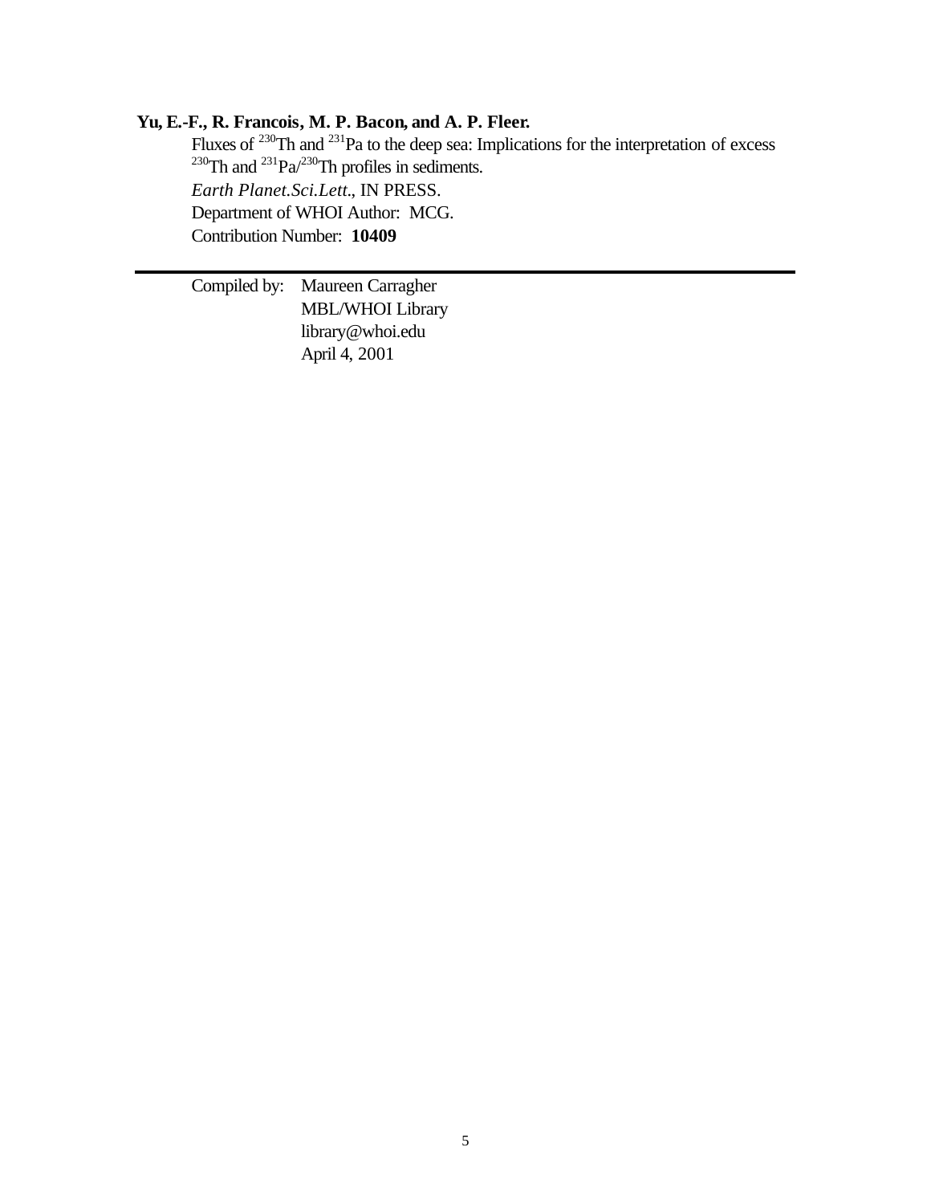**Yu, E.-F., R. Francois, M. P. Bacon, and A. P. Fleer.**

Fluxes of $^{230}$Th and $^{231}$Pa to the deep sea: Implications for the interpretation of excess $^{230}$Th and $^{231}$Pa/$^{230}$Th profiles in sediments.
*Earth Planet.Sci.Lett.*, IN PRESS.
Department of WHOI Author: MCG.
Contribution Number: **10409**

---

Compiled by: Maureen Carragher
MBL/WHOI Library
library@whoi.edu
April 4, 2001